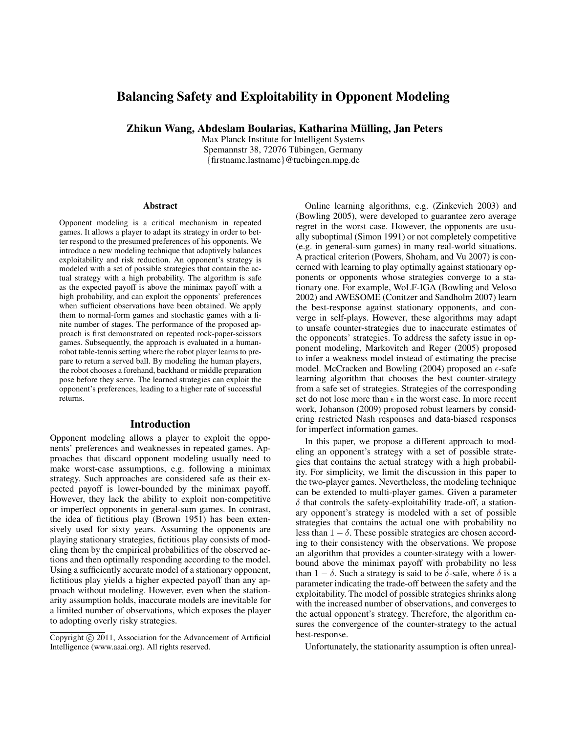# Balancing Safety and Exploitability in Opponent Modeling

**Zhikun Wang, Abdeslam Boularias, Katharina Mülling, Jan Peters**

Max Planck Institute for Intelligent Systems
Spemannstr 38, 72076 Tübingen, Germany
{firstname.lastname}@tuebingen.mpg.de

### Abstract

Opponent modeling is a critical mechanism in repeated games. It allows a player to adapt its strategy in order to better respond to the presumed preferences of his opponents. We introduce a new modeling technique that adaptively balances exploitability and risk reduction. An opponent's strategy is modeled with a set of possible strategies that contain the actual strategy with a high probability. The algorithm is safe as the expected payoff is above the minimax payoff with a high probability, and can exploit the opponents' preferences when sufficient observations have been obtained. We apply them to normal-form games and stochastic games with a finite number of stages. The performance of the proposed approach is first demonstrated on repeated rock-paper-scissors games. Subsequently, the approach is evaluated in a human-robot table-tennis setting where the robot player learns to prepare to return a served ball. By modeling the human players, the robot chooses a forehand, backhand or middle preparation pose before they serve. The learned strategies can exploit the opponent's preferences, leading to a higher rate of successful returns.

## Introduction

Opponent modeling allows a player to exploit the opponents' preferences and weaknesses in repeated games. Approaches that discard opponent modeling usually need to make worst-case assumptions, e.g. following a minimax strategy. Such approaches are considered safe as their expected payoff is lower-bounded by the minimax payoff. However, they lack the ability to exploit non-competitive or imperfect opponents in general-sum games. In contrast, the idea of fictitious play (Brown 1951) has been extensively used for sixty years. Assuming the opponents are playing stationary strategies, fictitious play consists of modeling them by the empirical probabilities of the observed actions and then optimally responding according to the model. Using a sufficiently accurate model of a stationary opponent, fictitious play yields a higher expected payoff than any approach without modeling. However, even when the stationarity assumption holds, inaccurate models are inevitable for a limited number of observations, which exposes the player to adopting overly risky strategies.

Online learning algorithms, e.g. (Zinkevich 2003) and (Bowling 2005), were developed to guarantee zero average regret in the worst case. However, the opponents are usually suboptimal (Simon 1991) or not completely competitive (e.g. in general-sum games) in many real-world situations. A practical criterion (Powers, Shoham, and Vu 2007) is concerned with learning to play optimally against stationary opponents or opponents whose strategies converge to a stationary one. For example, WoLF-IGA (Bowling and Veloso 2002) and AWESOME (Conitzer and Sandholm 2007) learn the best-response against stationary opponents, and converge in self-plays. However, these algorithms may adapt to unsafe counter-strategies due to inaccurate estimates of the opponents' strategies. To address the safety issue in opponent modeling, Markovitch and Reger (2005) proposed to infer a weakness model instead of estimating the precise model. McCracken and Bowling (2004) proposed an $\epsilon$-safe learning algorithm that chooses the best counter-strategy from a safe set of strategies. Strategies of the corresponding set do not lose more than $\epsilon$ in the worst case. In more recent work, Johanson (2009) proposed robust learners by considering restricted Nash responses and data-biased responses for imperfect information games.

In this paper, we propose a different approach to modeling an opponent's strategy with a set of possible strategies that contains the actual strategy with a high probability. For simplicity, we limit the discussion in this paper to the two-player games. Nevertheless, the modeling technique can be extended to multi-player games. Given a parameter $\delta$ that controls the safety-exploitability trade-off, a stationary opponent's strategy is modeled with a set of possible strategies that contains the actual one with probability no less than $1 - \delta$. These possible strategies are chosen according to their consistency with the observations. We propose an algorithm that provides a counter-strategy with a lower-bound above the minimax payoff with probability no less than $1 - \delta$. Such a strategy is said to be $\delta$-safe, where $\delta$ is a parameter indicating the trade-off between the safety and the exploitability. The model of possible strategies shrinks along with the increased number of observations, and converges to the actual opponent's strategy. Therefore, the algorithm ensures the convergence of the counter-strategy to the actual best-response.

Unfortunately, the stationarity assumption is often unreal-

Copyright © 2011, Association for the Advancement of Artificial Intelligence (www.aaai.org). All rights reserved.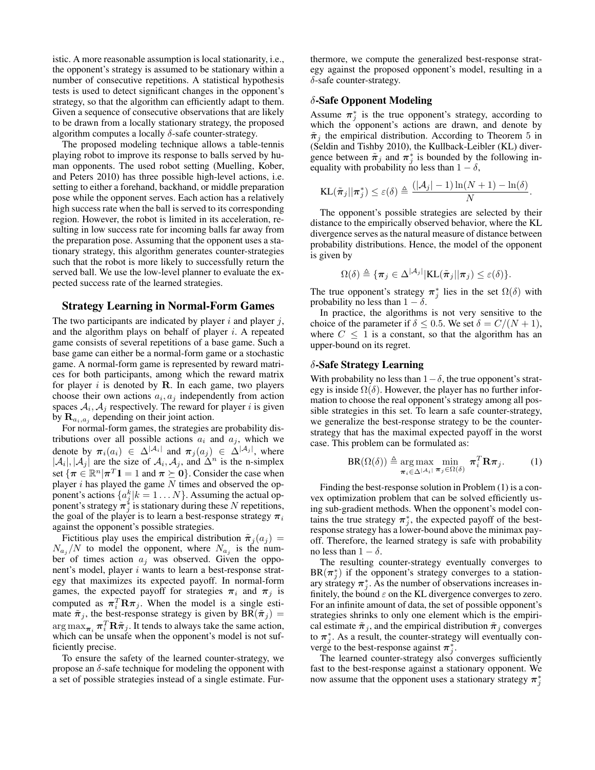istic. A more reasonable assumption is local stationarity, i.e., the opponent's strategy is assumed to be stationary within a number of consecutive repetitions. A statistical hypothesis tests is used to detect significant changes in the opponent's strategy, so that the algorithm can efficiently adapt to them. Given a sequence of consecutive observations that are likely to be drawn from a locally stationary strategy, the proposed algorithm computes a locally $\delta$-safe counter-strategy.

The proposed modeling technique allows a table-tennis playing robot to improve its response to balls served by human opponents. The used robot setting (Muelling, Kober, and Peters 2010) has three possible high-level actions, i.e. setting to either a forehand, backhand, or middle preparation pose while the opponent serves. Each action has a relatively high success rate when the ball is served to its corresponding region. However, the robot is limited in its acceleration, resulting in low success rate for incoming balls far away from the preparation pose. Assuming that the opponent uses a stationary strategy, this algorithm generates counter-strategies such that the robot is more likely to successfully return the served ball. We use the low-level planner to evaluate the expected success rate of the learned strategies.

## Strategy Learning in Normal-Form Games

The two participants are indicated by player $i$ and player $j$, and the algorithm plays on behalf of player $i$. A repeated game consists of several repetitions of a base game. Such a base game can either be a normal-form game or a stochastic game. A normal-form game is represented by reward matrices for both participants, among which the reward matrix for player $i$ is denoted by $\mathbf{R}$. In each game, two players choose their own actions $a_i, a_j$ independently from action spaces $\mathcal{A}_i, \mathcal{A}_j$ respectively. The reward for player $i$ is given by $\mathbf{R}_{a_i,a_j}$ depending on their joint action.

For normal-form games, the strategies are probability distributions over all possible actions $a_i$ and $a_j$, which we denote by $\boldsymbol{\pi}_i(a_i) \in \Delta^{|\mathcal{A}_i|}$ and $\boldsymbol{\pi}_j(a_j) \in \Delta^{|\mathcal{A}_j|}$, where $|\mathcal{A}_i|, |\mathcal{A}_j|$ are the size of $\mathcal{A}_i, \mathcal{A}_j$, and $\Delta^n$ is the n-simplex set $\{\boldsymbol{\pi} \in \mathbb{R}^n | \boldsymbol{\pi}^T \mathbf{1} = 1 \text{ and } \boldsymbol{\pi} \succeq \mathbf{0}\}$. Consider the case when player $i$ has played the game $N$ times and observed the opponent's actions $\{a_j^k | k = 1 \dots N\}$. Assuming the actual opponent's strategy $\boldsymbol{\pi}_j^*$ is stationary during these $N$ repetitions, the goal of the player is to learn a best-response strategy $\boldsymbol{\pi}_i$ against the opponent's possible strategies.

Fictitious play uses the empirical distribution $\tilde{\boldsymbol{\pi}}_j(a_j) = N_{a_j}/N$ to model the opponent, where $N_{a_j}$ is the number of times action $a_j$ was observed. Given the opponent's model, player $i$ wants to learn a best-response strategy that maximizes its expected payoff. In normal-form games, the expected payoff for strategies $\boldsymbol{\pi}_i$ and $\boldsymbol{\pi}_j$ is computed as $\boldsymbol{\pi}_i^T \mathbf{R} \boldsymbol{\pi}_j$. When the model is a single estimate $\tilde{\boldsymbol{\pi}}_j$, the best-response strategy is given by $\text{BR}(\tilde{\boldsymbol{\pi}}_j) = \arg\max_{\boldsymbol{\pi}_i} \boldsymbol{\pi}_i^T \mathbf{R} \tilde{\boldsymbol{\pi}}_j$. It tends to always take the same action, which can be unsafe when the opponent's model is not sufficiently precise.

To ensure the safety of the learned counter-strategy, we propose an $\delta$-safe technique for modeling the opponent with a set of possible strategies instead of a single estimate. Furthermore, we compute the generalized best-response strategy against the proposed opponent's model, resulting in a $\delta$-safe counter-strategy.

### $\delta$-Safe Opponent Modeling

Assume $\boldsymbol{\pi}_j^*$ is the true opponent's strategy, according to which the opponent's actions are drawn, and denote by $\tilde{\boldsymbol{\pi}}_j$ the empirical distribution. According to Theorem 5 in (Seldin and Tishby 2010), the Kullback-Leibler (KL) divergence between $\tilde{\boldsymbol{\pi}}_j$ and $\boldsymbol{\pi}_j^*$ is bounded by the following inequality with probability no less than $1 - \delta$,

$$\text{KL}(\tilde{\boldsymbol{\pi}}_j || \boldsymbol{\pi}_j^*) \leq \varepsilon(\delta) \triangleq \frac{(|\mathcal{A}_j| - 1)\ln(N+1) - \ln(\delta)}{N}.$$

The opponent's possible strategies are selected by their distance to the empirically observed behavior, where the KL divergence serves as the natural measure of distance between probability distributions. Hence, the model of the opponent is given by

$$\Omega(\delta) \triangleq \{\boldsymbol{\pi}_j \in \Delta^{|\mathcal{A}_j|} | \text{KL}(\tilde{\boldsymbol{\pi}}_j || \boldsymbol{\pi}_j) \leq \varepsilon(\delta)\}.$$

The true opponent's strategy $\boldsymbol{\pi}_j^*$ lies in the set $\Omega(\delta)$ with probability no less than $1 - \delta$.

In practice, the algorithms is not very sensitive to the choice of the parameter if $\delta \leq 0.5$. We set $\delta = C/(N+1)$, where $C \leq 1$ is a constant, so that the algorithm has an upper-bound on its regret.

### $\delta$-Safe Strategy Learning

With probability no less than $1-\delta$, the true opponent's strategy is inside $\Omega(\delta)$. However, the player has no further information to choose the real opponent's strategy among all possible strategies in this set. To learn a safe counter-strategy, we generalize the best-response strategy to be the counter-strategy that has the maximal expected payoff in the worst case. This problem can be formulated as:

$$\text{BR}(\Omega(\delta)) \triangleq \arg\max_{\boldsymbol{\pi}_i \in \Delta^{|\mathcal{A}_i|}} \min_{\boldsymbol{\pi}_j \in \Omega(\delta)} \boldsymbol{\pi}_i^T \mathbf{R} \boldsymbol{\pi}_j. \tag{1}$$

Finding the best-response solution in Problem (1) is a convex optimization problem that can be solved efficiently using sub-gradient methods. When the opponent's model contains the true strategy $\boldsymbol{\pi}_j^*$, the expected payoff of the best-response strategy has a lower-bound above the minimax payoff. Therefore, the learned strategy is safe with probability no less than $1 - \delta$.

The resulting counter-strategy eventually converges to $\text{BR}(\boldsymbol{\pi}_j^*)$ if the opponent's strategy converges to a stationary strategy $\boldsymbol{\pi}_j^*$. As the number of observations increases infinitely, the bound $\varepsilon$ on the KL divergence converges to zero. For an infinite amount of data, the set of possible opponent's strategies shrinks to only one element which is the empirical estimate $\tilde{\boldsymbol{\pi}}_j$, and the empirical distribution $\tilde{\boldsymbol{\pi}}_j$ converges to $\boldsymbol{\pi}_j^*$. As a result, the counter-strategy will eventually converge to the best-response against $\boldsymbol{\pi}_j^*$.

The learned counter-strategy also converges sufficiently fast to the best-response against a stationary opponent. We now assume that the opponent uses a stationary strategy $\boldsymbol{\pi}_j^*$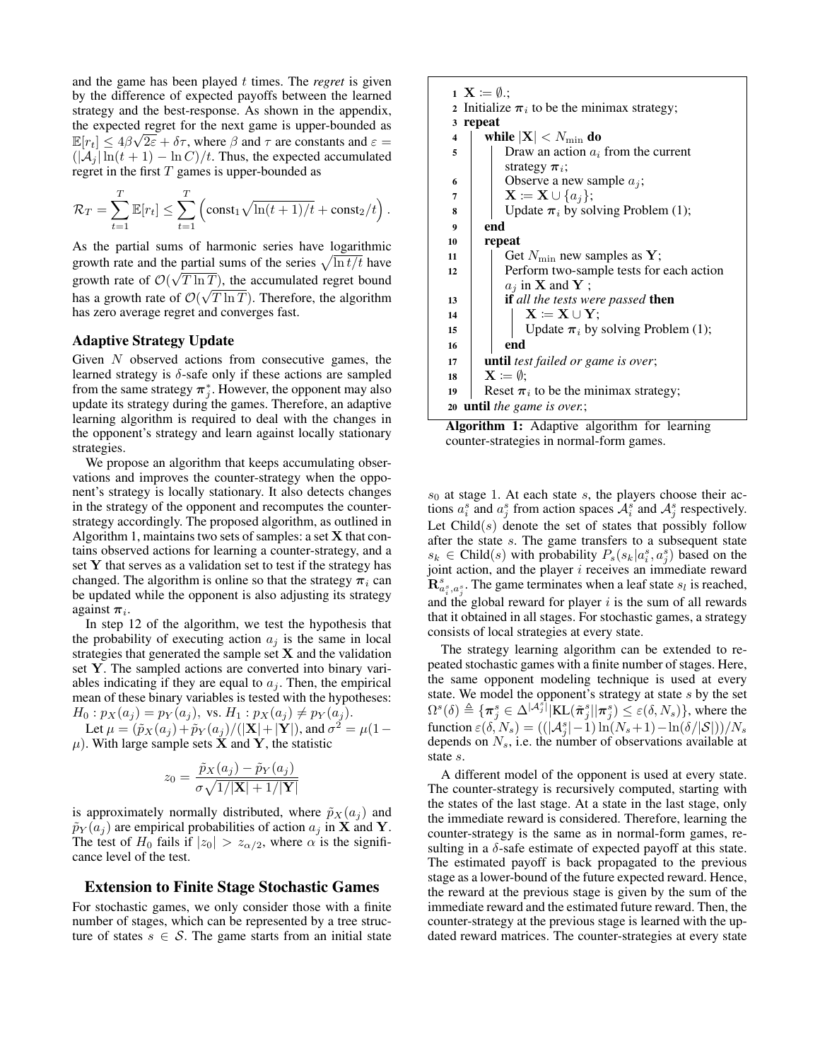and the game has been played $t$ times. The *regret* is given by the difference of expected payoffs between the learned strategy and the best-response. As shown in the appendix, the expected regret for the next game is upper-bounded as $\mathbb{E}[r_t] \leq 4\beta\sqrt{2\varepsilon} + \delta\tau$, where $\beta$ and $\tau$ are constants and $\varepsilon = (|\mathcal{A}_j| \ln(t+1) - \ln C)/t$. Thus, the expected accumulated regret in the first $T$ games is upper-bounded as

$$\mathcal{R}_T = \sum_{t=1}^{T} \mathbb{E}[r_t] \leq \sum_{t=1}^{T} \left( \text{const}_1 \sqrt{\ln(t+1)/t} + \text{const}_2/t \right).$$

As the partial sums of harmonic series have logarithmic growth rate and the partial sums of the series $\sqrt{\ln t/t}$ have growth rate of $\mathcal{O}(\sqrt{T \ln T})$, the accumulated regret bound has a growth rate of $\mathcal{O}(\sqrt{T \ln T})$. Therefore, the algorithm has zero average regret and converges fast.

### Adaptive Strategy Update

Given $N$ observed actions from consecutive games, the learned strategy is $\delta$-safe only if these actions are sampled from the same strategy $\boldsymbol{\pi}_j^*$. However, the opponent may also update its strategy during the games. Therefore, an adaptive learning algorithm is required to deal with the changes in the opponent's strategy and learn against locally stationary strategies.

We propose an algorithm that keeps accumulating observations and improves the counter-strategy when the opponent's strategy is locally stationary. It also detects changes in the strategy of the opponent and recomputes the counter-strategy accordingly. The proposed algorithm, as outlined in Algorithm 1, maintains two sets of samples: a set $\mathbf{X}$ that contains observed actions for learning a counter-strategy, and a set $\mathbf{Y}$ that serves as a validation set to test if the strategy has changed. The algorithm is online so that the strategy $\boldsymbol{\pi}_i$ can be updated while the opponent is also adjusting its strategy against $\boldsymbol{\pi}_i$.

In step 12 of the algorithm, we test the hypothesis that the probability of executing action $a_j$ is the same in local strategies that generated the sample set $\mathbf{X}$ and the validation set $\mathbf{Y}$. The sampled actions are converted into binary variables indicating if they are equal to $a_j$. Then, the empirical mean of these binary variables is tested with the hypotheses: $H_0 : p_X(a_j) = p_Y(a_j)$, vs. $H_1 : p_X(a_j) \neq p_Y(a_j)$.

Let $\mu = (\tilde{p}_X(a_j) + \tilde{p}_Y(a_j)/(|\mathbf{X}| + |\mathbf{Y}|)$, and $\sigma^2 = \mu(1 - \mu)$. With large sample sets $\mathbf{X}$ and $\mathbf{Y}$, the statistic

$$z_0 = \frac{\tilde{p}_X(a_j) - \tilde{p}_Y(a_j)}{\sigma\sqrt{1/|\mathbf{X}| + 1/|\mathbf{Y}|}}$$

is approximately normally distributed, where $\tilde{p}_X(a_j)$ and $\tilde{p}_Y(a_j)$ are empirical probabilities of action $a_j$ in $\mathbf{X}$ and $\mathbf{Y}$. The test of $H_0$ fails if $|z_0| > z_{\alpha/2}$, where $\alpha$ is the significance level of the test.

```
1  X := ∅.;
2  Initialize π_i to be the minimax strategy;
3  repeat
4      while |X| < N_min do
5          Draw an action a_i from the current
           strategy π_i;
6          Observe a new sample a_j;
7          X := X ∪ {a_j};
8          Update π_i by solving Problem (1);
9      end
10     repeat
11         Get N_min new samples as Y;
12         Perform two-sample tests for each action
           a_j in X and Y ;
13         if all the tests were passed then
14             X := X ∪ Y;
15             Update π_i by solving Problem (1);
16         end
17     until test failed or game is over;
18     X := ∅;
19     Reset π_i to be the minimax strategy;
20 until the game is over.;
```

**Algorithm 1:** Adaptive algorithm for learning counter-strategies in normal-form games.

## Extension to Finite Stage Stochastic Games

For stochastic games, we only consider those with a finite number of stages, which can be represented by a tree structure of states $s \in \mathcal{S}$. The game starts from an initial state $s_0$ at stage 1. At each state $s$, the players choose their actions $a_i^s$ and $a_j^s$ from action spaces $\mathcal{A}_i^s$ and $\mathcal{A}_j^s$ respectively. Let $\text{Child}(s)$ denote the set of states that possibly follow after the state $s$. The game transfers to a subsequent state $s_k \in \text{Child}(s)$ with probability $P_s(s_k|a_i^s, a_j^s)$ based on the joint action, and the player $i$ receives an immediate reward $\mathbf{R}^s_{a_i^s, a_j^s}$. The game terminates when a leaf state $s_l$ is reached, and the global reward for player $i$ is the sum of all rewards that it obtained in all stages. For stochastic games, a strategy consists of local strategies at every state.

The strategy learning algorithm can be extended to repeated stochastic games with a finite number of stages. Here, the same opponent modeling technique is used at every state. We model the opponent's strategy at state $s$ by the set $\Omega^s(\delta) \triangleq \{\boldsymbol{\pi}_j^s \in \Delta^{|\mathcal{A}_j^s|} | \text{KL}(\tilde{\boldsymbol{\pi}}_j^s || \boldsymbol{\pi}_j^s) \leq \varepsilon(\delta, N_s)\}$, where the function $\varepsilon(\delta, N_s) = ((|\mathcal{A}_j^s| - 1)\ln(N_s + 1) - \ln(\delta/|\mathcal{S}|))/N_s$ depends on $N_s$, i.e. the number of observations available at state $s$.

A different model of the opponent is used at every state. The counter-strategy is recursively computed, starting with the states of the last stage. At a state in the last stage, only the immediate reward is considered. Therefore, learning the counter-strategy is the same as in normal-form games, resulting in a $\delta$-safe estimate of expected payoff at this state. The estimated payoff is back propagated to the previous stage as a lower-bound of the future expected reward. Hence, the reward at the previous stage is given by the sum of the immediate reward and the estimated future reward. Then, the counter-strategy at the previous stage is learned with the updated reward matrices. The counter-strategies at every state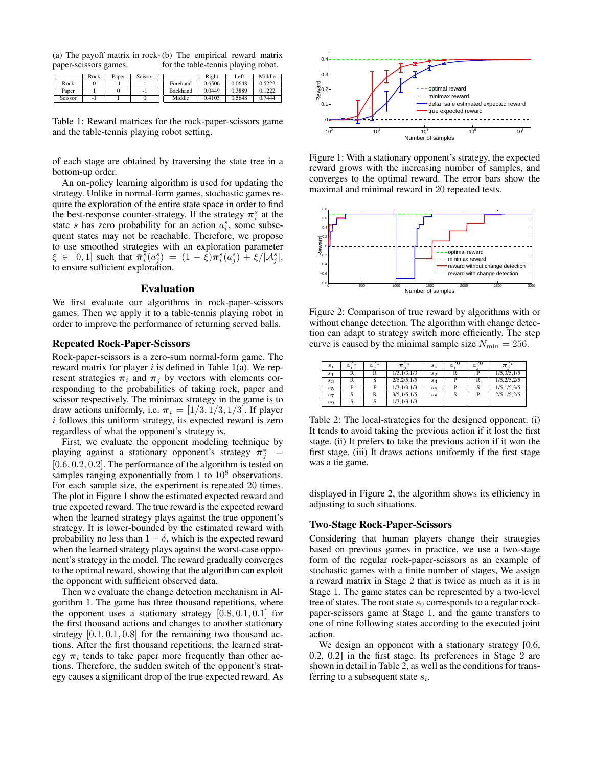(a) The payoff matrix in rock-paper-scissors games.

| | Rock | Paper | Scissor |
|---|---|---|---|
| Rock | 0 | -1 | 1 |
| Paper | 1 | 0 | -1 |
| Scissor | -1 | 1 | 0 |

(b) The empirical reward matrix for the table-tennis playing robot.

| | Right | Left | Middle |
|---|---|---|---|
| Forehand | 0.6506 | 0.0648 | 0.5222 |
| Backhand | 0.0449 | 0.3889 | 0.1222 |
| Middle | 0.4103 | 0.5648 | 0.7444 |

Table 1: Reward matrices for the rock-paper-scissors game and the table-tennis playing robot setting.

of each stage are obtained by traversing the state tree in a bottom-up order.

An on-policy learning algorithm is used for updating the strategy. Unlike in normal-form games, stochastic games require the exploration of the entire state space in order to find the best-response counter-strategy. If the strategy $\boldsymbol{\pi}_i^s$ at the state $s$ has zero probability for an action $a_i^s$, some subsequent states may not be reachable. Therefore, we propose to use smoothed strategies with an exploration parameter $\xi \in [0, 1]$ such that $\bar{\boldsymbol{\pi}}_i^s(a_j^s) = (1 - \xi)\boldsymbol{\pi}_i^s(a_j^s) + \xi/|\mathcal{A}_j^s|$, to ensure sufficient exploration.

## Evaluation

We first evaluate our algorithms in rock-paper-scissors games. Then we apply it to a table-tennis playing robot in order to improve the performance of returning served balls.

### Repeated Rock-Paper-Scissors

Rock-paper-scissors is a zero-sum normal-form game. The reward matrix for player $i$ is defined in Table 1(a). We represent strategies $\boldsymbol{\pi}_i$ and $\boldsymbol{\pi}_j$ by vectors with elements corresponding to the probabilities of taking rock, paper and scissor respectively. The minimax strategy in the game is to draw actions uniformly, i.e. $\boldsymbol{\pi}_i = [1/3, 1/3, 1/3]$. If player $i$ follows this uniform strategy, its expected reward is zero regardless of what the opponent's strategy is.

First, we evaluate the opponent modeling technique by playing against a stationary opponent's strategy $\boldsymbol{\pi}_j^* = [0.6, 0.2, 0.2]$. The performance of the algorithm is tested on samples ranging exponentially from 1 to $10^8$ observations. For each sample size, the experiment is repeated 20 times. The plot in Figure 1 show the estimated expected reward and true expected reward. The true reward is the expected reward when the learned strategy plays against the true opponent's strategy. It is lower-bounded by the estimated reward with probability no less than $1 - \delta$, which is the expected reward when the learned strategy plays against the worst-case opponent's strategy in the model. The reward gradually converges to the optimal reward, showing that the algorithm can exploit the opponent with sufficient observed data.

Then we evaluate the change detection mechanism in Algorithm 1. The game has three thousand repetitions, where the opponent uses a stationary strategy $[0.8, 0.1, 0.1]$ for the first thousand actions and changes to another stationary strategy $[0.1, 0.1, 0.8]$ for the remaining two thousand actions. After the first thousand repetitions, the learned strategy $\boldsymbol{\pi}_i$ tends to take paper more frequently than other actions. Therefore, the sudden switch of the opponent's strategy causes a significant drop of the true expected reward. As displayed in Figure 2, the algorithm shows its efficiency in adjusting to such situations.

Figure 1: With a stationary opponent's strategy, the expected reward grows with the increasing number of samples, and converges to the optimal reward. The error bars show the maximal and minimal reward in 20 repeated tests.

Figure 2: Comparison of true reward by algorithms with or without change detection. The algorithm with change detection can adapt to strategy switch more efficiently. The step curve is caused by the minimal sample size $N_{\min} = 256$.

| $s_i$ | $a_i^{s_0}$ | $a_j^{s_0}$ | $\boldsymbol{\pi}_j^{s_i}$ | $s_i$ | $a_i^{s_0}$ | $a_j^{s_0}$ | $\boldsymbol{\pi}_j^{s_i}$ |
|---|---|---|---|---|---|---|---|
| $s_1$ | R | R | 1/3,1/3,1/3 | $s_2$ | R | P | 1/5,3/5,1/5 |
| $s_3$ | R | S | 2/5,2/5,1/5 | $s_4$ | P | R | 1/5,2/5,2/5 |
| $s_5$ | P | P | 1/3,1/3,1/3 | $s_6$ | P | S | 1/5,1/5,3/5 |
| $s_7$ | S | R | 3/5,1/5,1/5 | $s_8$ | S | P | 2/5,1/5,2/5 |
| $s_9$ | S | S | 1/3,1/3,1/3 | | | | |

Table 2: The local-strategies for the designed opponent. (i) It tends to avoid taking the previous action if it lost the first stage. (ii) It prefers to take the previous action if it won the first stage. (iii) It draws actions uniformly if the first stage was a tie game.

### Two-Stage Rock-Paper-Scissors

Considering that human players change their strategies based on previous games in practice, we use a two-stage form of the regular rock-paper-scissors as an example of stochastic games with a finite number of stages, We assign a reward matrix in Stage 2 that is twice as much as it is in Stage 1. The game states can be represented by a two-level tree of states. The root state $s_0$ corresponds to a regular rock-paper-scissors game at Stage 1, and the game transfers to one of nine following states according to the executed joint action.

We design an opponent with a stationary strategy [0.6, 0.2, 0.2] in the first stage. Its preferences in Stage 2 are shown in detail in Table 2, as well as the conditions for transferring to a subsequent state $s_i$.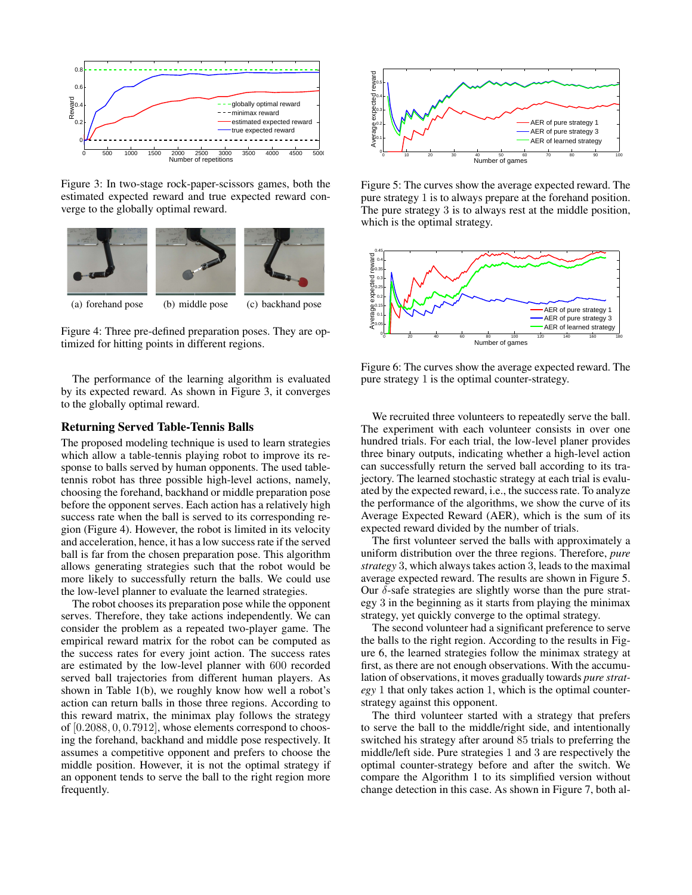Figure 3: In two-stage rock-paper-scissors games, both the estimated expected reward and true expected reward converge to the globally optimal reward.

(a) forehand pose (b) middle pose (c) backhand pose

Figure 4: Three pre-defined preparation poses. They are optimized for hitting points in different regions.

The performance of the learning algorithm is evaluated by its expected reward. As shown in Figure 3, it converges to the globally optimal reward.

## Returning Served Table-Tennis Balls

The proposed modeling technique is used to learn strategies which allow a table-tennis playing robot to improve its response to balls served by human opponents. The used table-tennis robot has three possible high-level actions, namely, choosing the forehand, backhand or middle preparation pose before the opponent serves. Each action has a relatively high success rate when the ball is served to its corresponding region (Figure 4). However, the robot is limited in its velocity and acceleration, hence, it has a low success rate if the served ball is far from the chosen preparation pose. This algorithm allows generating strategies such that the robot would be more likely to successfully return the balls. We could use the low-level planner to evaluate the learned strategies.

The robot chooses its preparation pose while the opponent serves. Therefore, they take actions independently. We can consider the problem as a repeated two-player game. The empirical reward matrix for the robot can be computed as the success rates for every joint action. The success rates are estimated by the low-level planner with $600$ recorded served ball trajectories from different human players. As shown in Table 1(b), we roughly know how well a robot's action can return balls in those three regions. According to this reward matrix, the minimax play follows the strategy of $[0.2088, 0, 0.7912]$, whose elements correspond to choosing the forehand, backhand and middle pose respectively. It assumes a competitive opponent and prefers to choose the middle position. However, it is not the optimal strategy if an opponent tends to serve the ball to the right region more frequently.

Figure 5: The curves show the average expected reward. The pure strategy $1$ is to always prepare at the forehand position. The pure strategy $3$ is to always rest at the middle position, which is the optimal strategy.

Figure 6: The curves show the average expected reward. The pure strategy $1$ is the optimal counter-strategy.

We recruited three volunteers to repeatedly serve the ball. The experiment with each volunteer consists in over one hundred trials. For each trial, the low-level planer provides three binary outputs, indicating whether a high-level action can successfully return the served ball according to its trajectory. The learned stochastic strategy at each trial is evaluated by the expected reward, i.e., the success rate. To analyze the performance of the algorithms, we show the curve of its Average Expected Reward (AER), which is the sum of its expected reward divided by the number of trials.

The first volunteer served the balls with approximately a uniform distribution over the three regions. Therefore, *pure strategy* $3$, which always takes action $3$, leads to the maximal average expected reward. The results are shown in Figure 5. Our $\delta$-safe strategies are slightly worse than the pure strategy $3$ in the beginning as it starts from playing the minimax strategy, yet quickly converge to the optimal strategy.

The second volunteer had a significant preference to serve the balls to the right region. According to the results in Figure 6, the learned strategies follow the minimax strategy at first, as there are not enough observations. With the accumulation of observations, it moves gradually towards *pure strategy* $1$ that only takes action $1$, which is the optimal counter-strategy against this opponent.

The third volunteer started with a strategy that prefers to serve the ball to the middle/right side, and intentionally switched his strategy after around $85$ trials to preferring the middle/left side. Pure strategies $1$ and $3$ are respectively the optimal counter-strategy before and after the switch. We compare the Algorithm 1 to its simplified version without change detection in this case. As shown in Figure 7, both al-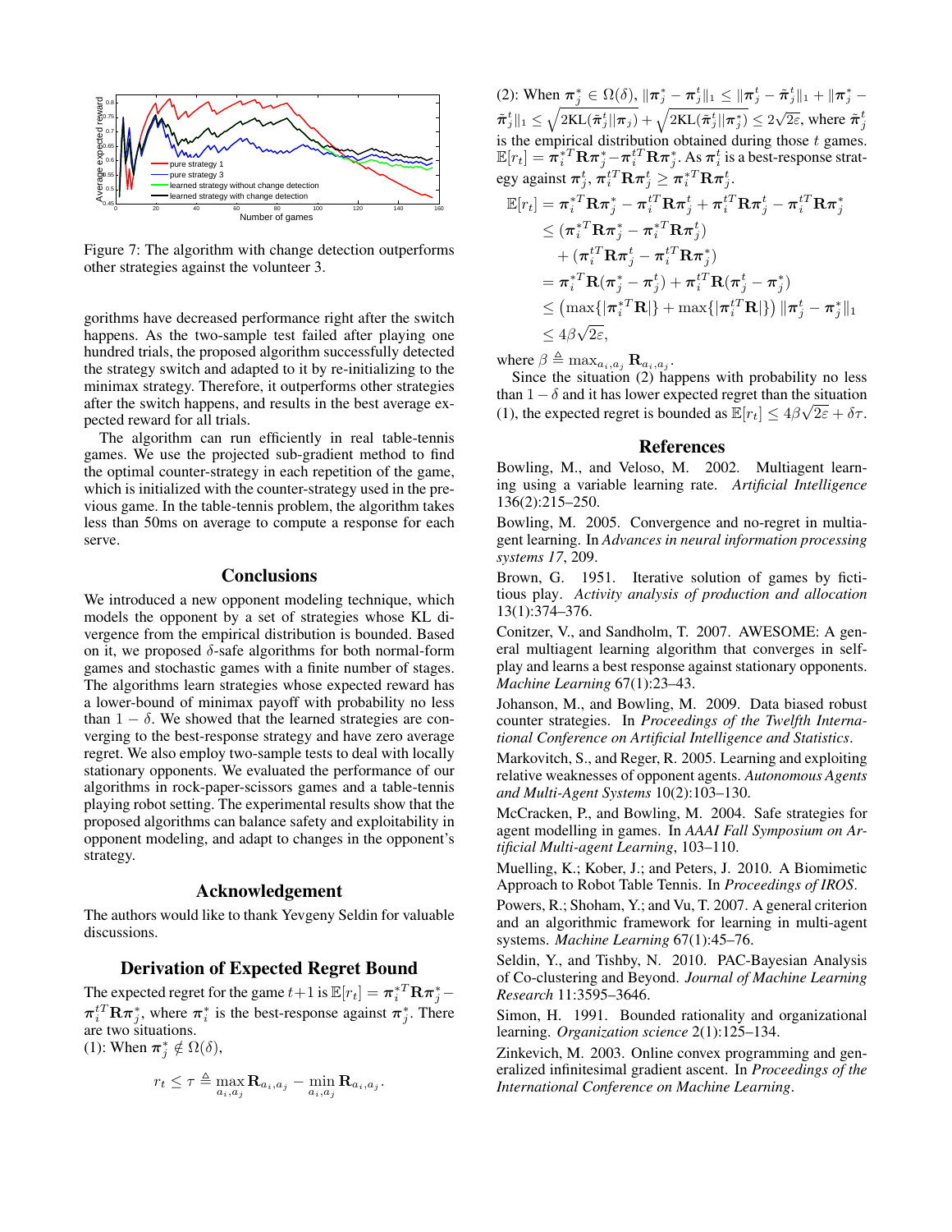Average expected reward

0.8
0.75
0.7
0.65
0.6
0.55
0.5
0.45

0 20 40 60 80 100 120 140 160

Number of games

pure strategy 1
pure strategy 3
learned strategy without change detection
learned strategy with change detection

Figure 7: The algorithm with change detection outperforms other strategies against the volunteer 3.

gorithms have decreased performance right after the switch happens. As the two-sample test failed after playing one hundred trials, the proposed algorithm successfully detected the strategy switch and adapted to it by re-initializing to the minimax strategy. Therefore, it outperforms other strategies after the switch happens, and results in the best average expected reward for all trials.

The algorithm can run efficiently in real table-tennis games. We use the projected sub-gradient method to find the optimal counter-strategy in each repetition of the game, which is initialized with the counter-strategy used in the previous game. In the table-tennis problem, the algorithm takes less than 50ms on average to compute a response for each serve.

## Conclusions

We introduced a new opponent modeling technique, which models the opponent by a set of strategies whose KL divergence from the empirical distribution is bounded. Based on it, we proposed $\delta$-safe algorithms for both normal-form games and stochastic games with a finite number of stages. The algorithms learn strategies whose expected reward has a lower-bound of minimax payoff with probability no less than $1 - \delta$. We showed that the learned strategies are converging to the best-response strategy and have zero average regret. We also employ two-sample tests to deal with locally stationary opponents. We evaluated the performance of our algorithms in rock-paper-scissors games and a table-tennis playing robot setting. The experimental results show that the proposed algorithms can balance safety and exploitability in opponent modeling, and adapt to changes in the opponent's strategy.

## Acknowledgement

The authors would like to thank Yevgeny Seldin for valuable discussions.

## Derivation of Expected Regret Bound

The expected regret for the game $t+1$ is $\mathbb{E}[r_t] = \boldsymbol{\pi}_i^{*T}\mathbf{R}\boldsymbol{\pi}_j^* - \boldsymbol{\pi}_i^{tT}\mathbf{R}\boldsymbol{\pi}_j^*$, where $\boldsymbol{\pi}_i^*$ is the best-response against $\boldsymbol{\pi}_j^*$. There are two situations.

(1): When $\boldsymbol{\pi}_j^* \notin \Omega(\delta)$,

$$r_t \leq \tau \triangleq \max_{a_i,a_j} \mathbf{R}_{a_i,a_j} - \min_{a_i,a_j} \mathbf{R}_{a_i,a_j}.$$

(2): When $\boldsymbol{\pi}_j^* \in \Omega(\delta)$, $\|\boldsymbol{\pi}_j^* - \boldsymbol{\pi}_j^t\|_1 \leq \|\boldsymbol{\pi}_j^t - \tilde{\boldsymbol{\pi}}_j^t\|_1 + \|\boldsymbol{\pi}_j^* - \tilde{\boldsymbol{\pi}}_j^t\|_1 \leq \sqrt{2\text{KL}(\tilde{\boldsymbol{\pi}}_j^t\|\boldsymbol{\pi}_j)} + \sqrt{2\text{KL}(\tilde{\boldsymbol{\pi}}_j^t\|\boldsymbol{\pi}_j^*)} \leq 2\sqrt{2\varepsilon}$, where $\tilde{\boldsymbol{\pi}}_j^t$ is the empirical distribution obtained during those $t$ games. $\mathbb{E}[r_t] = \boldsymbol{\pi}_i^{*T}\mathbf{R}\boldsymbol{\pi}_j^* - \boldsymbol{\pi}_i^{tT}\mathbf{R}\boldsymbol{\pi}_j^*$. As $\boldsymbol{\pi}_i^t$ is a best-response strategy against $\boldsymbol{\pi}_j^t$, $\boldsymbol{\pi}_i^{tT}\mathbf{R}\boldsymbol{\pi}_j^t \geq \boldsymbol{\pi}_i^{*T}\mathbf{R}\boldsymbol{\pi}_j^t$.

$$\begin{aligned}
\mathbb{E}[r_t] &= \boldsymbol{\pi}_i^{*T}\mathbf{R}\boldsymbol{\pi}_j^* - \boldsymbol{\pi}_i^{tT}\mathbf{R}\boldsymbol{\pi}_j^t + \boldsymbol{\pi}_i^{tT}\mathbf{R}\boldsymbol{\pi}_j^t - \boldsymbol{\pi}_i^{tT}\mathbf{R}\boldsymbol{\pi}_j^* \\
&\leq (\boldsymbol{\pi}_i^{*T}\mathbf{R}\boldsymbol{\pi}_j^* - \boldsymbol{\pi}_i^{*T}\mathbf{R}\boldsymbol{\pi}_j^t) \\
&\quad + (\boldsymbol{\pi}_i^{tT}\mathbf{R}\boldsymbol{\pi}_j^t - \boldsymbol{\pi}_i^{tT}\mathbf{R}\boldsymbol{\pi}_j^*) \\
&= \boldsymbol{\pi}_i^{*T}\mathbf{R}(\boldsymbol{\pi}_j^* - \boldsymbol{\pi}_j^t) + \boldsymbol{\pi}_i^{tT}\mathbf{R}(\boldsymbol{\pi}_j^t - \boldsymbol{\pi}_j^*) \\
&\leq \left(\max\{|\boldsymbol{\pi}_i^{*T}\mathbf{R}|\} + \max\{|\boldsymbol{\pi}_i^{tT}\mathbf{R}|\}\right)\|\boldsymbol{\pi}_j^t - \boldsymbol{\pi}_j^*\|_1 \\
&\leq 4\beta\sqrt{2\varepsilon},
\end{aligned}$$

where $\beta \triangleq \max_{a_i,a_j} \mathbf{R}_{a_i,a_j}$.

Since the situation (2) happens with probability no less than $1 - \delta$ and it has lower expected regret than the situation (1), the expected regret is bounded as $\mathbb{E}[r_t] \leq 4\beta\sqrt{2\varepsilon} + \delta\tau$.

## References

Bowling, M., and Veloso, M. 2002. Multiagent learning using a variable learning rate. *Artificial Intelligence* 136(2):215–250.

Bowling, M. 2005. Convergence and no-regret in multiagent learning. In *Advances in neural information processing systems 17*, 209.

Brown, G. 1951. Iterative solution of games by fictitious play. *Activity analysis of production and allocation* 13(1):374–376.

Conitzer, V., and Sandholm, T. 2007. AWESOME: A general multiagent learning algorithm that converges in self-play and learns a best response against stationary opponents. *Machine Learning* 67(1):23–43.

Johanson, M., and Bowling, M. 2009. Data biased robust counter strategies. In *Proceedings of the Twelfth International Conference on Artificial Intelligence and Statistics*.

Markovitch, S., and Reger, R. 2005. Learning and exploiting relative weaknesses of opponent agents. *Autonomous Agents and Multi-Agent Systems* 10(2):103–130.

McCracken, P., and Bowling, M. 2004. Safe strategies for agent modelling in games. In *AAAI Fall Symposium on Artificial Multi-agent Learning*, 103–110.

Muelling, K.; Kober, J.; and Peters, J. 2010. A Biomimetic Approach to Robot Table Tennis. In *Proceedings of IROS*.

Powers, R.; Shoham, Y.; and Vu, T. 2007. A general criterion and an algorithmic framework for learning in multi-agent systems. *Machine Learning* 67(1):45–76.

Seldin, Y., and Tishby, N. 2010. PAC-Bayesian Analysis of Co-clustering and Beyond. *Journal of Machine Learning Research* 11:3595–3646.

Simon, H. 1991. Bounded rationality and organizational learning. *Organization science* 2(1):125–134.

Zinkevich, M. 2003. Online convex programming and generalized infinitesimal gradient ascent. In *Proceedings of the International Conference on Machine Learning*.